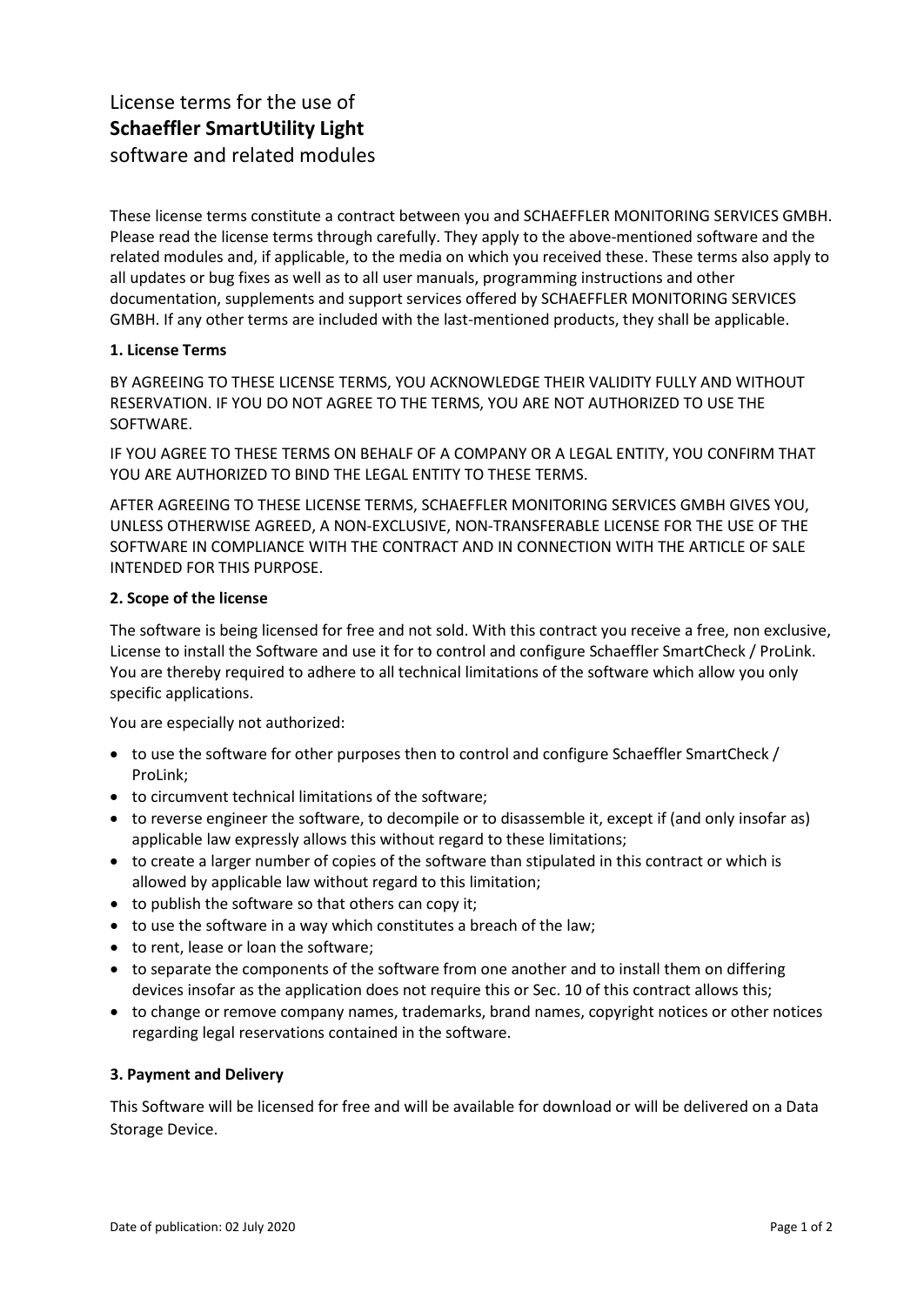# License terms for the use of **Schaeffler SmartUtility Light** software and related modules

These license terms constitute a contract between you and SCHAEFFLER MONITORING SERVICES GMBH. Please read the license terms through carefully. They apply to the above-mentioned software and the related modules and, if applicable, to the media on which you received these. These terms also apply to all updates or bug fixes as well as to all user manuals, programming instructions and other documentation, supplements and support services offered by SCHAEFFLER MONITORING SERVICES GMBH. If any other terms are included with the last-mentioned products, they shall be applicable.

**1. License Terms**

BY AGREEING TO THESE LICENSE TERMS, YOU ACKNOWLEDGE THEIR VALIDITY FULLY AND WITHOUT RESERVATION. IF YOU DO NOT AGREE TO THE TERMS, YOU ARE NOT AUTHORIZED TO USE THE SOFTWARE.

IF YOU AGREE TO THESE TERMS ON BEHALF OF A COMPANY OR A LEGAL ENTITY, YOU CONFIRM THAT YOU ARE AUTHORIZED TO BIND THE LEGAL ENTITY TO THESE TERMS.

AFTER AGREEING TO THESE LICENSE TERMS, SCHAEFFLER MONITORING SERVICES GMBH GIVES YOU, UNLESS OTHERWISE AGREED, A NON-EXCLUSIVE, NON-TRANSFERABLE LICENSE FOR THE USE OF THE SOFTWARE IN COMPLIANCE WITH THE CONTRACT AND IN CONNECTION WITH THE ARTICLE OF SALE INTENDED FOR THIS PURPOSE.

**2. Scope of the license**

The software is being licensed for free and not sold. With this contract you receive a free, non exclusive, License to install the Software and use it for to control and configure Schaeffler SmartCheck / ProLink. You are thereby required to adhere to all technical limitations of the software which allow you only specific applications.

You are especially not authorized:

- to use the software for other purposes then to control and configure Schaeffler SmartCheck / ProLink;
- to circumvent technical limitations of the software;
- to reverse engineer the software, to decompile or to disassemble it, except if (and only insofar as) applicable law expressly allows this without regard to these limitations;
- to create a larger number of copies of the software than stipulated in this contract or which is allowed by applicable law without regard to this limitation;
- to publish the software so that others can copy it;
- to use the software in a way which constitutes a breach of the law;
- to rent, lease or loan the software;
- to separate the components of the software from one another and to install them on differing devices insofar as the application does not require this or Sec. 10 of this contract allows this;
- to change or remove company names, trademarks, brand names, copyright notices or other notices regarding legal reservations contained in the software.

**3. Payment and Delivery**

This Software will be licensed for free and will be available for download or will be delivered on a Data Storage Device.

Date of publication: 02 July 2020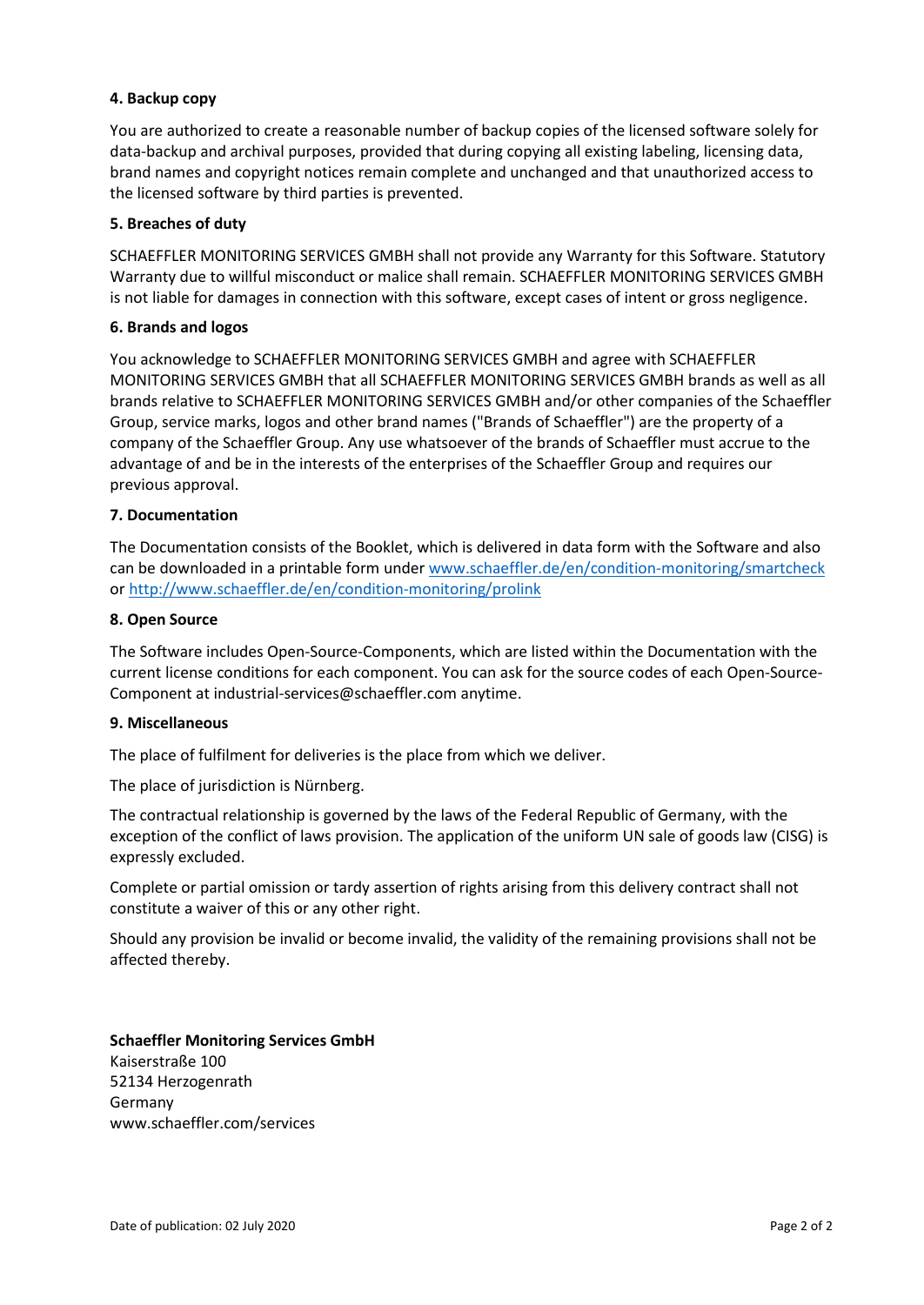**4. Backup copy**

You are authorized to create a reasonable number of backup copies of the licensed software solely for data-backup and archival purposes, provided that during copying all existing labeling, licensing data, brand names and copyright notices remain complete and unchanged and that unauthorized access to the licensed software by third parties is prevented.

**5. Breaches of duty**

SCHAEFFLER MONITORING SERVICES GMBH shall not provide any Warranty for this Software. Statutory Warranty due to willful misconduct or malice shall remain. SCHAEFFLER MONITORING SERVICES GMBH is not liable for damages in connection with this software, except cases of intent or gross negligence.

**6. Brands and logos**

You acknowledge to SCHAEFFLER MONITORING SERVICES GMBH and agree with SCHAEFFLER MONITORING SERVICES GMBH that all SCHAEFFLER MONITORING SERVICES GMBH brands as well as all brands relative to SCHAEFFLER MONITORING SERVICES GMBH and/or other companies of the Schaeffler Group, service marks, logos and other brand names ("Brands of Schaeffler") are the property of a company of the Schaeffler Group. Any use whatsoever of the brands of Schaeffler must accrue to the advantage of and be in the interests of the enterprises of the Schaeffler Group and requires our previous approval.

**7. Documentation**

The Documentation consists of the Booklet, which is delivered in data form with the Software and also can be downloaded in a printable form under [www.schaeffler.de/en/condition-monitoring/smartcheck](www.schaeffler.de/en/condition-monitoring/smartcheck) or [http://www.schaeffler.de/en/condition-monitoring/prolink](http://www.schaeffler.de/en/condition-monitoring/prolink)

**8. Open Source**

The Software includes Open-Source-Components, which are listed within the Documentation with the current license conditions for each component. You can ask for the source codes of each Open-Source-Component at industrial-services@schaeffler.com anytime.

**9. Miscellaneous**

The place of fulfilment for deliveries is the place from which we deliver.

The place of jurisdiction is Nürnberg.

The contractual relationship is governed by the laws of the Federal Republic of Germany, with the exception of the conflict of laws provision. The application of the uniform UN sale of goods law (CISG) is expressly excluded.

Complete or partial omission or tardy assertion of rights arising from this delivery contract shall not constitute a waiver of this or any other right.

Should any provision be invalid or become invalid, the validity of the remaining provisions shall not be affected thereby.

**Schaeffler Monitoring Services GmbH**
Kaiserstraße 100
52134 Herzogenrath
Germany
www.schaeffler.com/services

Date of publication: 02 July 2020